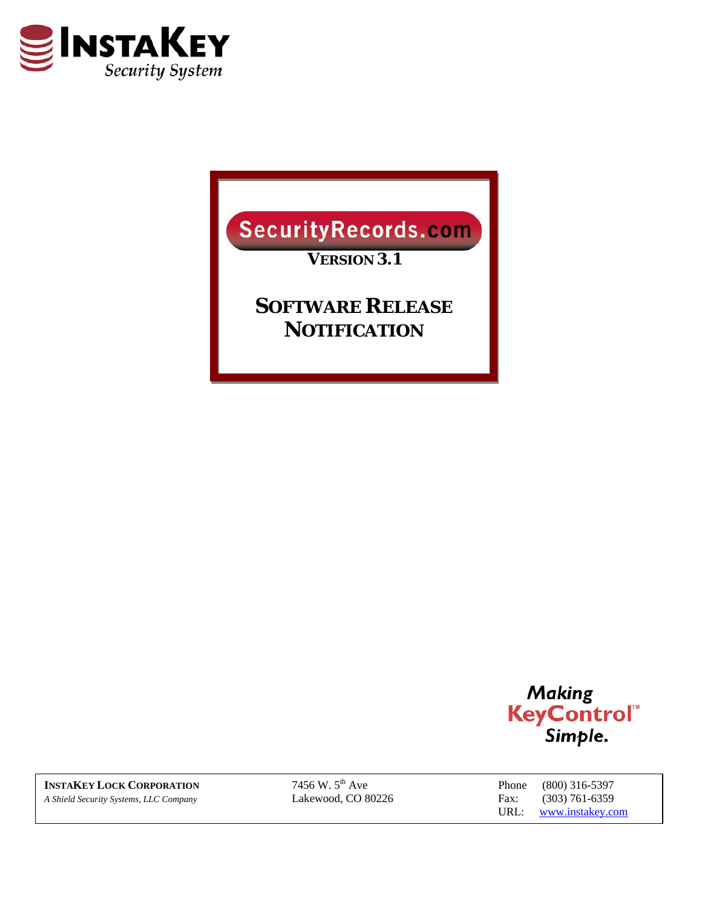**INSTAKEY**
*Security System*

# SecurityRecords.com

**VERSION 3.1**

## SOFTWARE RELEASE NOTIFICATION

*Making* **KeyControl™** *Simple.*

| **INSTAKEY LOCK CORPORATION** | 7456 W. 5th Ave | Phone (800) 316-5397 |
|---|---|---|
| *A Shield Security Systems, LLC Company* | Lakewood, CO 80226 | Fax: (303) 761-6359 |
| | | URL: www.instakey.com |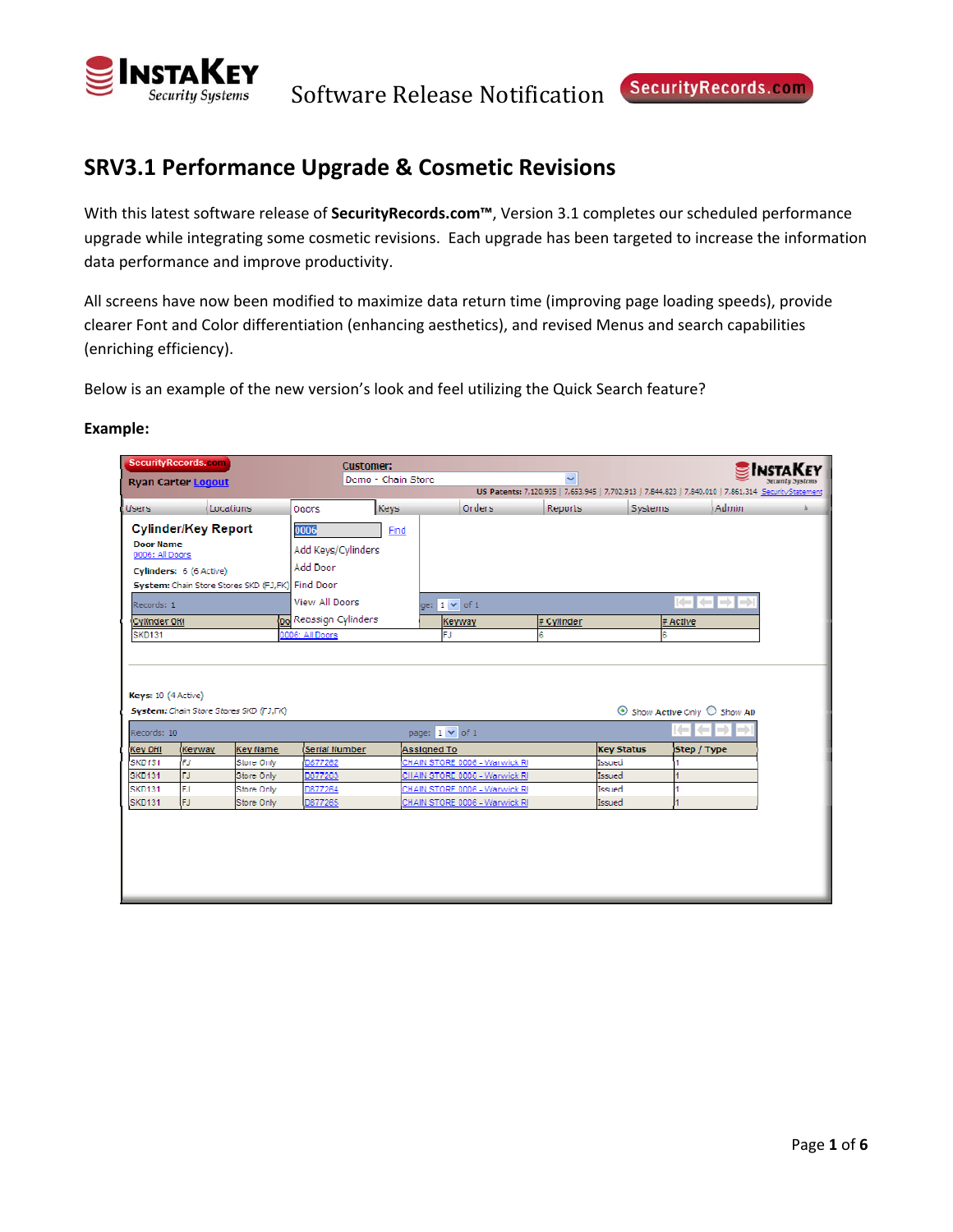# SRV3.1 Performance Upgrade & Cosmetic Revisions

With this latest software release of **SecurityRecords.com™**, Version 3.1 completes our scheduled performance upgrade while integrating some cosmetic revisions. Each upgrade has been targeted to increase the information data performance and improve productivity.

All screens have now been modified to maximize data return time (improving page loading speeds), provide clearer Font and Color differentiation (enhancing aesthetics), and revised Menus and search capabilities (enriching efficiency).

Below is an example of the new version's look and feel utilizing the Quick Search feature?

**Example:**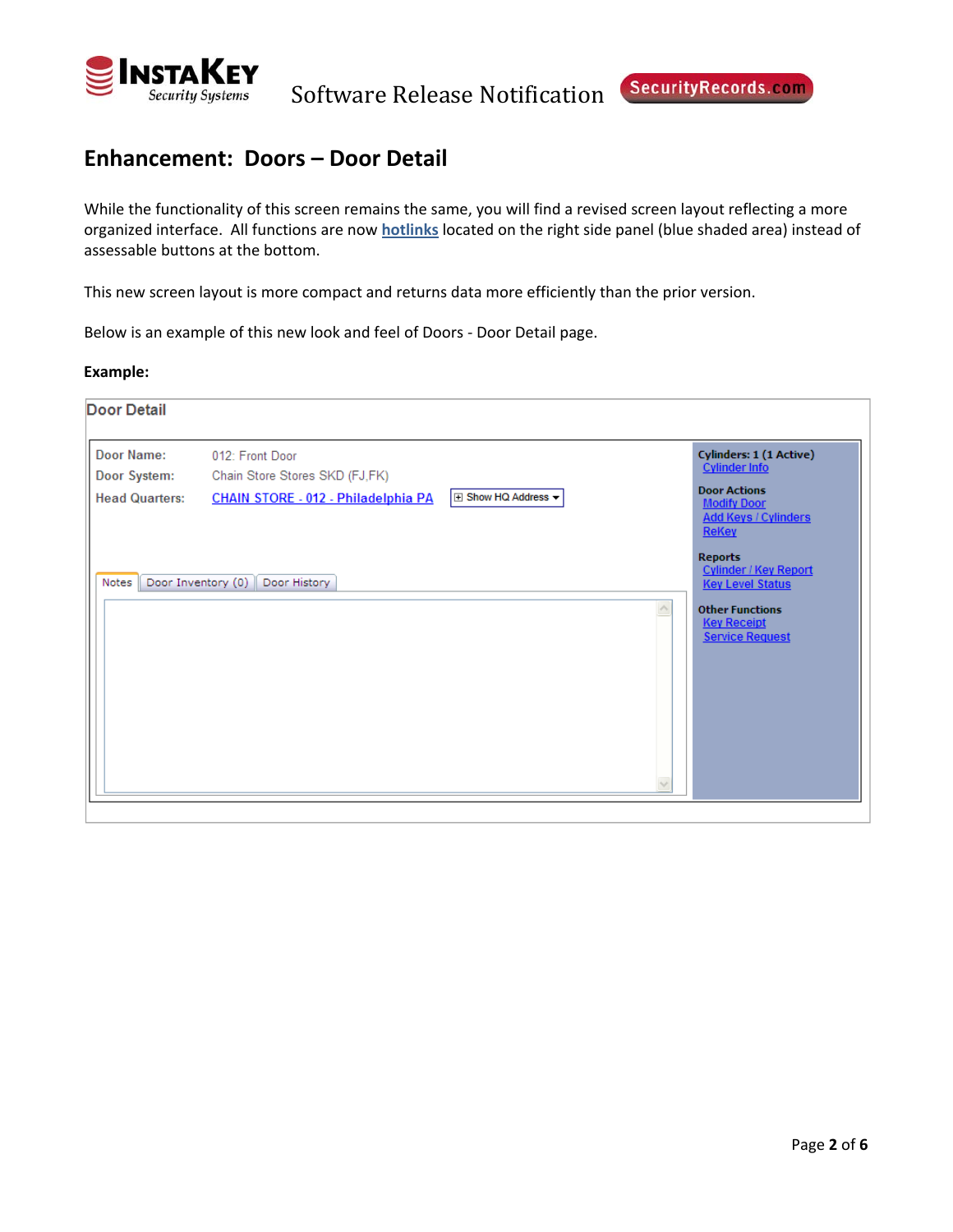## Enhancement: Doors – Door Detail

While the functionality of this screen remains the same, you will find a revised screen layout reflecting a more organized interface. All functions are now **hotlinks** located on the right side panel (blue shaded area) instead of assessable buttons at the bottom.

This new screen layout is more compact and returns data more efficiently than the prior version.

Below is an example of this new look and feel of Doors - Door Detail page.

**Example:**

**Door Detail**

| | |
|---|---|
| Door Name: | 012: Front Door |
| Door System: | Chain Store Stores SKD (FJ,FK) |
| Head Quarters: | CHAIN STORE - 012 - Philadelphia PA |

Show HQ Address

Notes | Door Inventory (0) | Door History

**Cylinders: 1 (1 Active)**
- Cylinder Info

**Door Actions**
- Modify Door
- Add Keys / Cylinders
- ReKey

**Reports**
- Cylinder / Key Report
- Key Level Status

**Other Functions**
- Key Receipt
- Service Request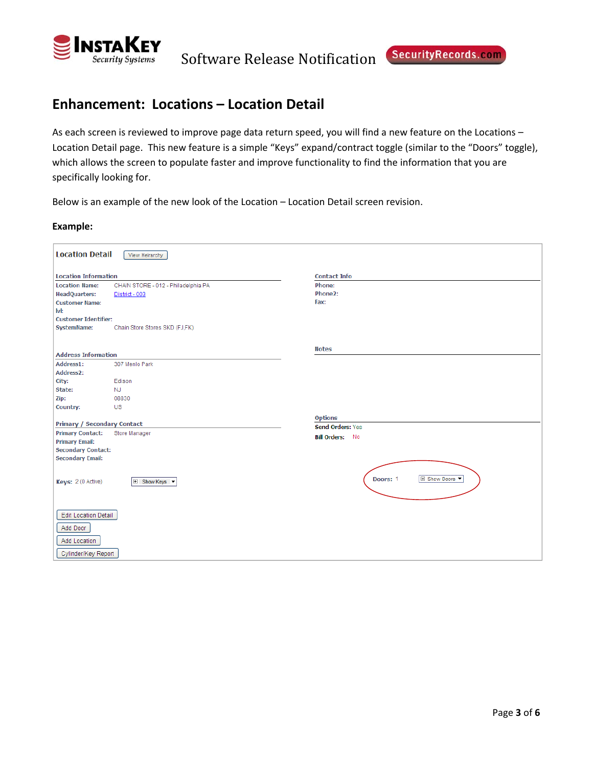## Enhancement: Locations – Location Detail

As each screen is reviewed to improve page data return speed, you will find a new feature on the Locations – Location Detail page. This new feature is a simple "Keys" expand/contract toggle (similar to the "Doors" toggle), which allows the screen to populate faster and improve functionality to find the information that you are specifically looking for.

Below is an example of the new look of the Location – Location Detail screen revision.

**Example:**

**Location Detail** [View Heirarchy]

**Location Information**

| | |
|---|---|
| **Location Name:** | CHAIN STORE - 012 - Philadelphia PA |
| **HeadQuarters:** | District - 003 |
| **Customer Name:** | |
| **lvl:** | |
| **Customer Identifier:** | |
| **SystemName:** | Chain Store Stores SKD (FJ,FK) |

**Contact Info**

| | |
|---|---|
| **Phone:** | |
| **Phone2:** | |
| **Fax:** | |

**Address Information**

| | |
|---|---|
| **Address1:** | 307 Menlo Park |
| **Address2:** | |
| **City:** | Edison |
| **State:** | NJ |
| **Zip:** | 08830 |
| **Country:** | US |

**Notes**

**Primary / Secondary Contact**

| | |
|---|---|
| **Primary Contact:** | Store Manager |
| **Primary Email:** | |
| **Secondary Contact:** | |
| **Secondary Email:** | |

**Options**

| | |
|---|---|
| **Send Orders:** | Yes |
| **Bill Orders:** | No |

**Keys:** 2 (0 Active) [Show Keys]

**Doors:** 1 [Show Doors]

[Edit Location Detail]
[Add Door]
[Add Location]
[Cylinder/Key Report]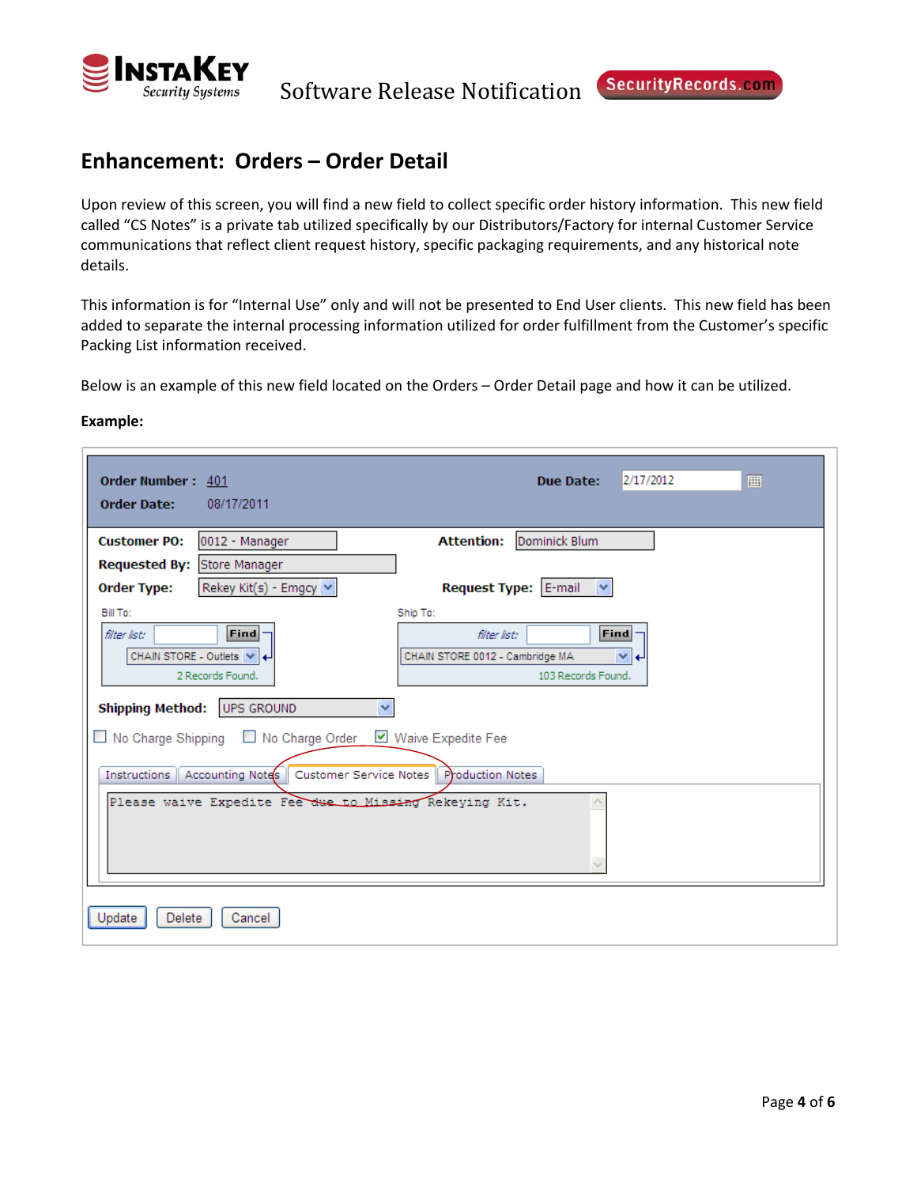## Enhancement: Orders – Order Detail

Upon review of this screen, you will find a new field to collect specific order history information. This new field called "CS Notes" is a private tab utilized specifically by our Distributors/Factory for internal Customer Service communications that reflect client request history, specific packaging requirements, and any historical note details.

This information is for "Internal Use" only and will not be presented to End User clients. This new field has been added to separate the internal processing information utilized for order fulfillment from the Customer's specific Packing List information received.

Below is an example of this new field located on the Orders – Order Detail page and how it can be utilized.

**Example:**

**Order Number :** 401 **Due Date:** 2/17/2012
**Order Date:** 08/17/2011

**Customer PO:** 0012 - Manager **Attention:** Dominick Blum
**Requested By:** Store Manager
**Order Type:** Rekey Kit(s) - Emgcy **Request Type:** E-mail

Bill To:
filter list: Find
CHAIN STORE - Outlets
2 Records Found.

Ship To:
filter list: Find
CHAIN STORE 0012 - Cambridge MA
103 Records Found.

**Shipping Method:** UPS GROUND

☐ No Charge Shipping ☐ No Charge Order ☑ Waive Expedite Fee

Instructions | Accounting Notes | Customer Service Notes | Production Notes

Please waive Expedite Fee due to Missing Rekeying Kit.

Update Delete Cancel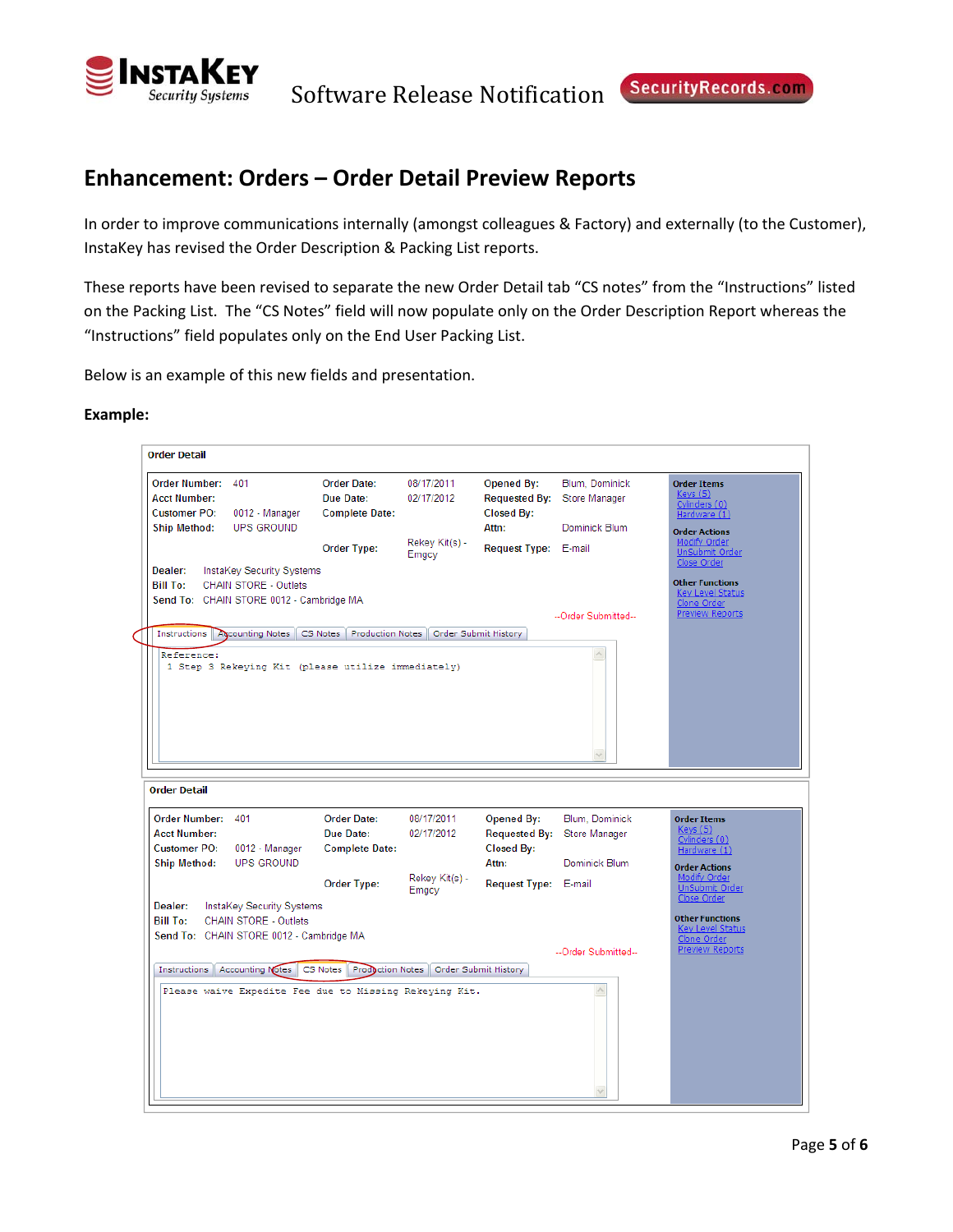## Enhancement: Orders – Order Detail Preview Reports

In order to improve communications internally (amongst colleagues & Factory) and externally (to the Customer), InstaKey has revised the Order Description & Packing List reports.

These reports have been revised to separate the new Order Detail tab "CS notes" from the "Instructions" listed on the Packing List. The "CS Notes" field will now populate only on the Order Description Report whereas the "Instructions" field populates only on the End User Packing List.

Below is an example of this new fields and presentation.

**Example:**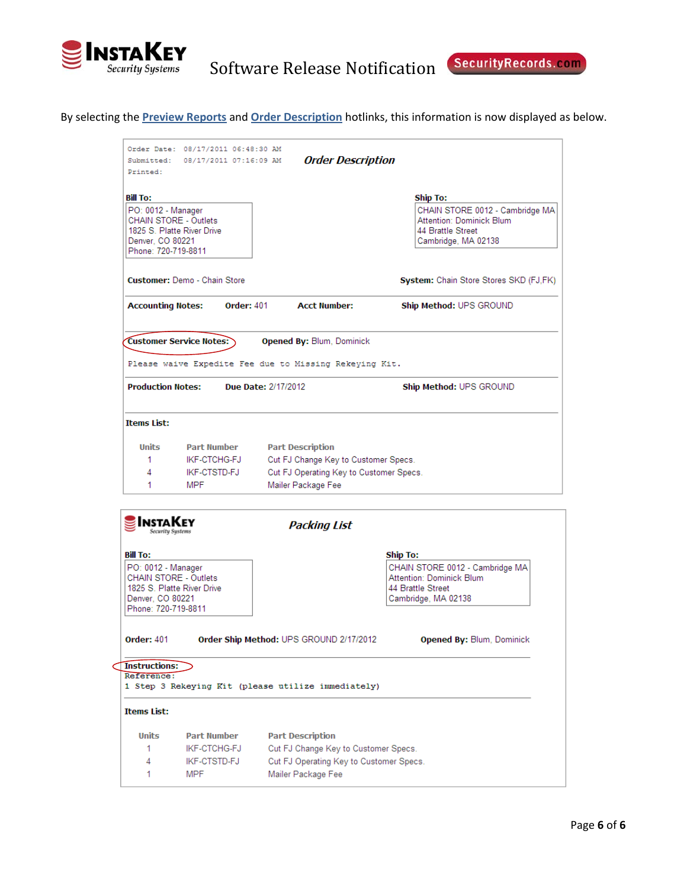By selecting the Preview Reports and Order Description hotlinks, this information is now displayed as below.

Order Date: 08/17/2011 06:48:30 AM
Submitted: 08/17/2011 07:16:09 AM
Printed:

### *Order Description*

**Bill To:**

PO: 0012 - Manager
CHAIN STORE - Outlets
1825 S. Platte River Drive
Denver, CO 80221
Phone: 720-719-8811

**Ship To:**

CHAIN STORE 0012 - Cambridge MA
Attention: Dominick Blum
44 Brattle Street
Cambridge, MA 02138

**Customer:** Demo - Chain Store

**System:** Chain Store Stores SKD (FJ,FK)

**Accounting Notes:** **Order:** 401 **Acct Number:** **Ship Method:** UPS GROUND

**Customer Service Notes:** **Opened By:** Blum, Dominick

Please waive Expedite Fee due to Missing Rekeying Kit.

**Production Notes:** **Due Date:** 2/17/2012 **Ship Method:** UPS GROUND

**Items List:**

| Units | Part Number | Part Description |
|---|---|---|
| 1 | IKF-CTCHG-FJ | Cut FJ Change Key to Customer Specs. |
| 4 | IKF-CTSTD-FJ | Cut FJ Operating Key to Customer Specs. |
| 1 | MPF | Mailer Package Fee |

INSTAKEY Security Systems

### *Packing List*

**Bill To:**

PO: 0012 - Manager
CHAIN STORE - Outlets
1825 S. Platte River Drive
Denver, CO 80221
Phone: 720-719-8811

**Ship To:**

CHAIN STORE 0012 - Cambridge MA
Attention: Dominick Blum
44 Brattle Street
Cambridge, MA 02138

**Order:** 401 **Order Ship Method:** UPS GROUND 2/17/2012 **Opened By:** Blum, Dominick

**Instructions:**
Reference:
1 Step 3 Rekeying Kit (please utilize immediately)

**Items List:**

| Units | Part Number | Part Description |
|---|---|---|
| 1 | IKF-CTCHG-FJ | Cut FJ Change Key to Customer Specs. |
| 4 | IKF-CTSTD-FJ | Cut FJ Operating Key to Customer Specs. |
| 1 | MPF | Mailer Package Fee |